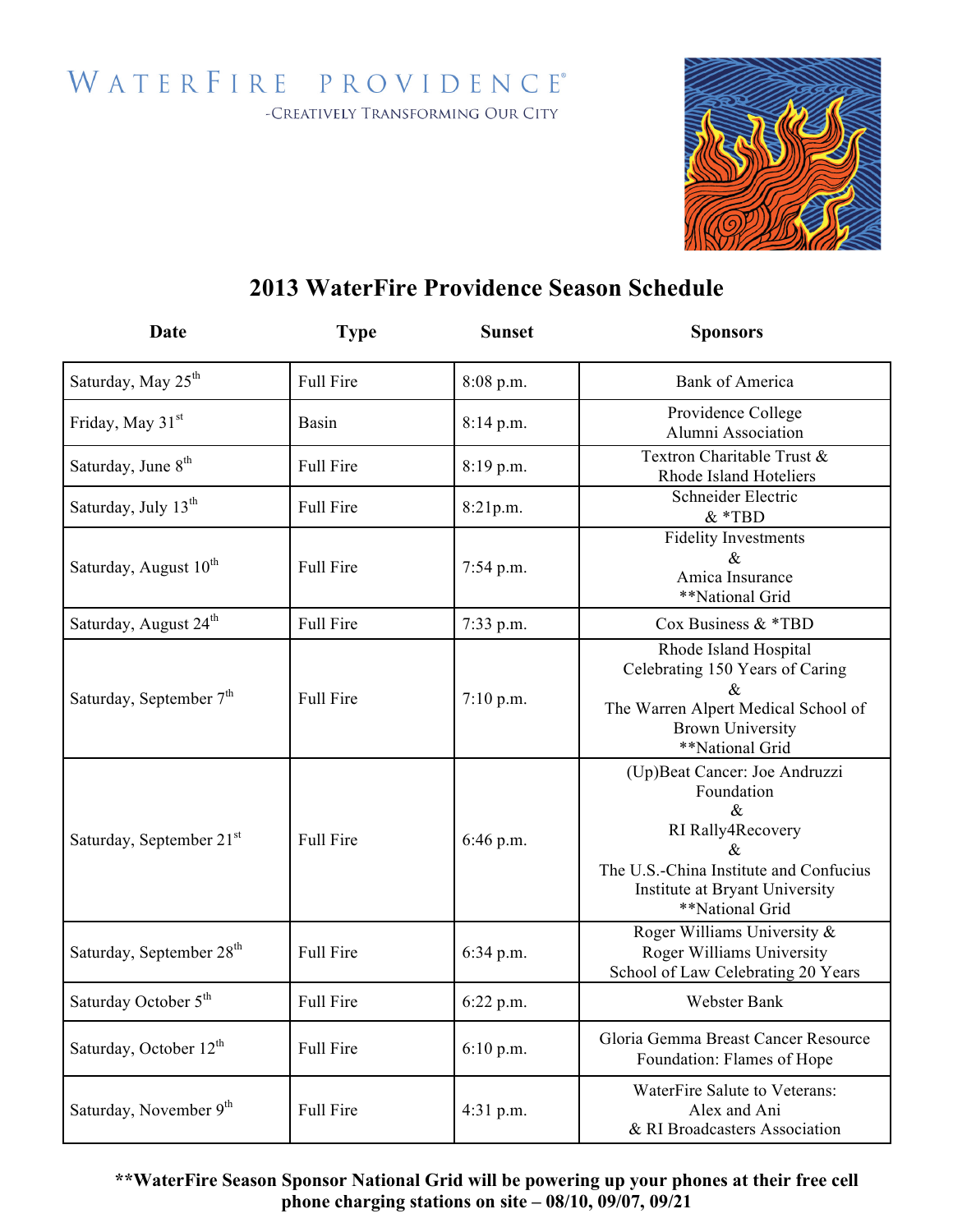WATERFIRE PROVIDENCE®

-CREATIVELY TRANSFORMING OUR CITY

# 2013 WaterFire Providence Season Schedule

| Date | Type | Sunset | Sponsors |
|---|---|---|---|
| Saturday, May 25th | Full Fire | 8:08 p.m. | Bank of America |
| Friday, May 31st | Basin | 8:14 p.m. | Providence College Alumni Association |
| Saturday, June 8th | Full Fire | 8:19 p.m. | Textron Charitable Trust & Rhode Island Hoteliers |
| Saturday, July 13th | Full Fire | 8:21p.m. | Schneider Electric & *TBD |
| Saturday, August 10th | Full Fire | 7:54 p.m. | Fidelity Investments & Amica Insurance **National Grid |
| Saturday, August 24th | Full Fire | 7:33 p.m. | Cox Business & *TBD |
| Saturday, September 7th | Full Fire | 7:10 p.m. | Rhode Island Hospital Celebrating 150 Years of Caring & The Warren Alpert Medical School of Brown University **National Grid |
| Saturday, September 21st | Full Fire | 6:46 p.m. | (Up)Beat Cancer: Joe Andruzzi Foundation & RI Rally4Recovery & The U.S.-China Institute and Confucius Institute at Bryant University **National Grid |
| Saturday, September 28th | Full Fire | 6:34 p.m. | Roger Williams University & Roger Williams University School of Law Celebrating 20 Years |
| Saturday October 5th | Full Fire | 6:22 p.m. | Webster Bank |
| Saturday, October 12th | Full Fire | 6:10 p.m. | Gloria Gemma Breast Cancer Resource Foundation: Flames of Hope |
| Saturday, November 9th | Full Fire | 4:31 p.m. | WaterFire Salute to Veterans: Alex and Ani & RI Broadcasters Association |

**\*\*WaterFire Season Sponsor National Grid will be powering up your phones at their free cell phone charging stations on site – 08/10, 09/07, 09/21**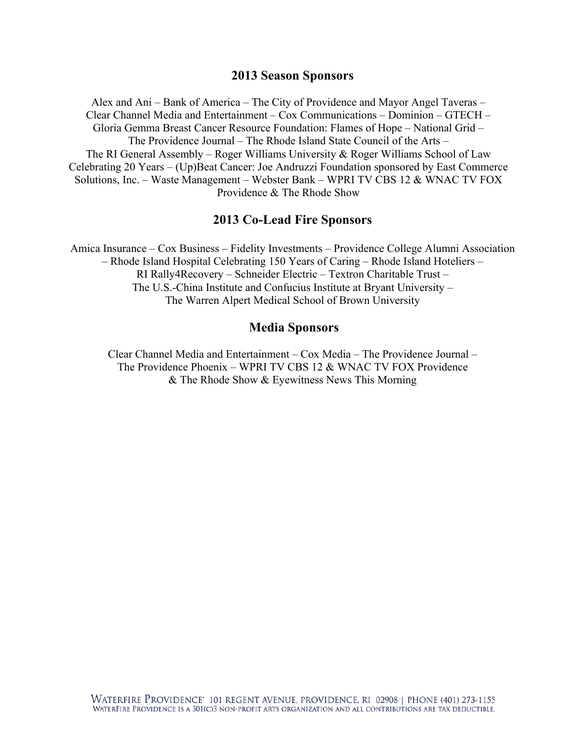## 2013 Season Sponsors

Alex and Ani – Bank of America – The City of Providence and Mayor Angel Taveras – Clear Channel Media and Entertainment – Cox Communications – Dominion – GTECH – Gloria Gemma Breast Cancer Resource Foundation: Flames of Hope – National Grid – The Providence Journal – The Rhode Island State Council of the Arts – The RI General Assembly – Roger Williams University & Roger Williams School of Law Celebrating 20 Years – (Up)Beat Cancer: Joe Andruzzi Foundation sponsored by East Commerce Solutions, Inc. – Waste Management – Webster Bank – WPRI TV CBS 12 & WNAC TV FOX Providence & The Rhode Show

## 2013 Co-Lead Fire Sponsors

Amica Insurance – Cox Business – Fidelity Investments – Providence College Alumni Association – Rhode Island Hospital Celebrating 150 Years of Caring – Rhode Island Hoteliers – RI Rally4Recovery – Schneider Electric – Textron Charitable Trust – The U.S.-China Institute and Confucius Institute at Bryant University – The Warren Alpert Medical School of Brown University

## Media Sponsors

Clear Channel Media and Entertainment – Cox Media – The Providence Journal – The Providence Phoenix – WPRI TV CBS 12 & WNAC TV FOX Providence & The Rhode Show & Eyewitness News This Morning

WATERFIRE PROVIDENCE® 101 REGENT AVENUE, PROVIDENCE, RI 02908 | PHONE (401) 273-1155
WATERFIRE PROVIDENCE IS A 501(C)3 NON-PROFIT ARTS ORGANIZATION AND ALL CONTRIBUTIONS ARE TAX DEDUCTIBLE.